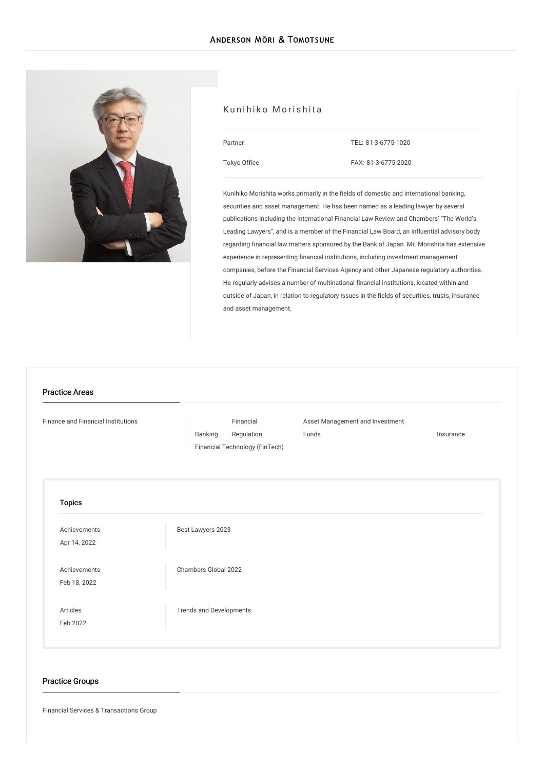ANDERSON MŌRI & TOMOTSUNE

# Kunihiko Morishita

Partner

Tokyo Office

TEL: 81-3-6775-1020

FAX: 81-3-6775-2020

Kunihiko Morishita works primarily in the fields of domestic and international banking, securities and asset management. He has been named as a leading lawyer by several publications including the International Financial Law Review and Chambers' "The World's Leading Lawyers", and is a member of the Financial Law Board, an influential advisory body regarding financial law matters sponsored by the Bank of Japan. Mr. Morishita has extensive experience in representing financial institutions, including investment management companies, before the Financial Services Agency and other Japanese regulatory authorities. He regularly advises a number of multinational financial institutions, located within and outside of Japan, in relation to regulatory issues in the fields of securities, trusts, insurance and asset management.

## Practice Areas

Finance and Financial Institutions

- Banking
- Financial Regulation
- Asset Management and Investment Funds
- Insurance
- Financial Technology (FinTech)

### Topics

| | |
|---|---|
| Achievements<br>Apr 14, 2022 | Best Lawyers 2023 |
| Achievements<br>Feb 18, 2022 | Chambers Global 2022 |
| Articles<br>Feb 2022 | Trends and Developments |

## Practice Groups

Financial Services & Transactions Group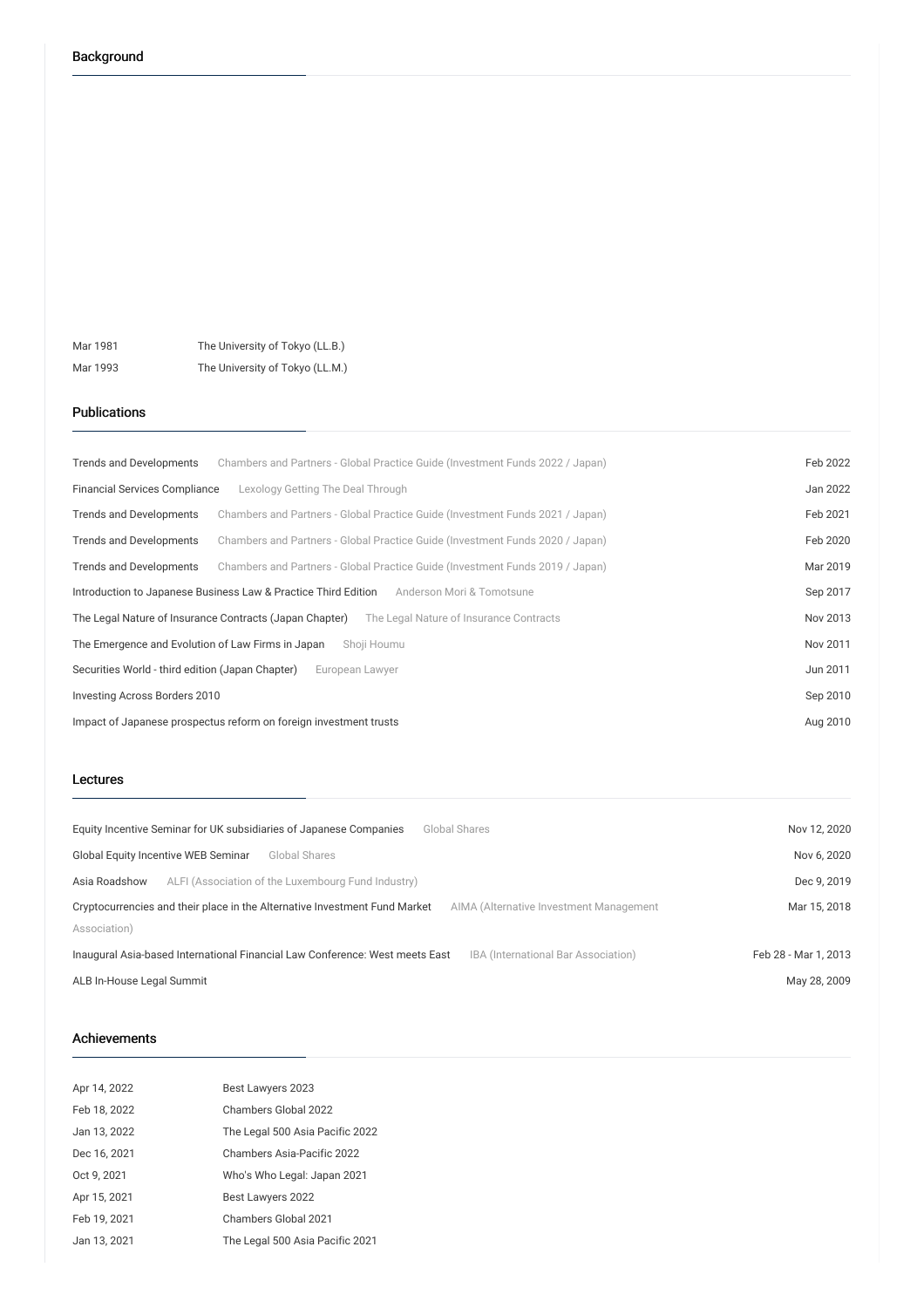## Background

| | |
|---|---|
| Mar 1981 | The University of Tokyo (LL.B.) |
| Mar 1993 | The University of Tokyo (LL.M.) |

## Publications

| | | |
|---|---|---|
| Trends and Developments | Chambers and Partners - Global Practice Guide (Investment Funds 2022 / Japan) | Feb 2022 |
| Financial Services Compliance | Lexology Getting The Deal Through | Jan 2022 |
| Trends and Developments | Chambers and Partners - Global Practice Guide (Investment Funds 2021 / Japan) | Feb 2021 |
| Trends and Developments | Chambers and Partners - Global Practice Guide (Investment Funds 2020 / Japan) | Feb 2020 |
| Trends and Developments | Chambers and Partners - Global Practice Guide (Investment Funds 2019 / Japan) | Mar 2019 |
| Introduction to Japanese Business Law & Practice Third Edition | Anderson Mori & Tomotsune | Sep 2017 |
| The Legal Nature of Insurance Contracts (Japan Chapter) | The Legal Nature of Insurance Contracts | Nov 2013 |
| The Emergence and Evolution of Law Firms in Japan | Shoji Houmu | Nov 2011 |
| Securities World - third edition (Japan Chapter) | European Lawyer | Jun 2011 |
| Investing Across Borders 2010 | | Sep 2010 |
| Impact of Japanese prospectus reform on foreign investment trusts | | Aug 2010 |

## Lectures

| | | |
|---|---|---|
| Equity Incentive Seminar for UK subsidiaries of Japanese Companies | Global Shares | Nov 12, 2020 |
| Global Equity Incentive WEB Seminar | Global Shares | Nov 6, 2020 |
| Asia Roadshow | ALFI (Association of the Luxembourg Fund Industry) | Dec 9, 2019 |
| Cryptocurrencies and their place in the Alternative Investment Fund Market | AIMA (Alternative Investment Management Association) | Mar 15, 2018 |
| Inaugural Asia-based International Financial Law Conference: West meets East | IBA (International Bar Association) | Feb 28 - Mar 1, 2013 |
| ALB In-House Legal Summit | | May 28, 2009 |

## Achievements

| | |
|---|---|
| Apr 14, 2022 | Best Lawyers 2023 |
| Feb 18, 2022 | Chambers Global 2022 |
| Jan 13, 2022 | The Legal 500 Asia Pacific 2022 |
| Dec 16, 2021 | Chambers Asia-Pacific 2022 |
| Oct 9, 2021 | Who's Who Legal: Japan 2021 |
| Apr 15, 2021 | Best Lawyers 2022 |
| Feb 19, 2021 | Chambers Global 2021 |
| Jan 13, 2021 | The Legal 500 Asia Pacific 2021 |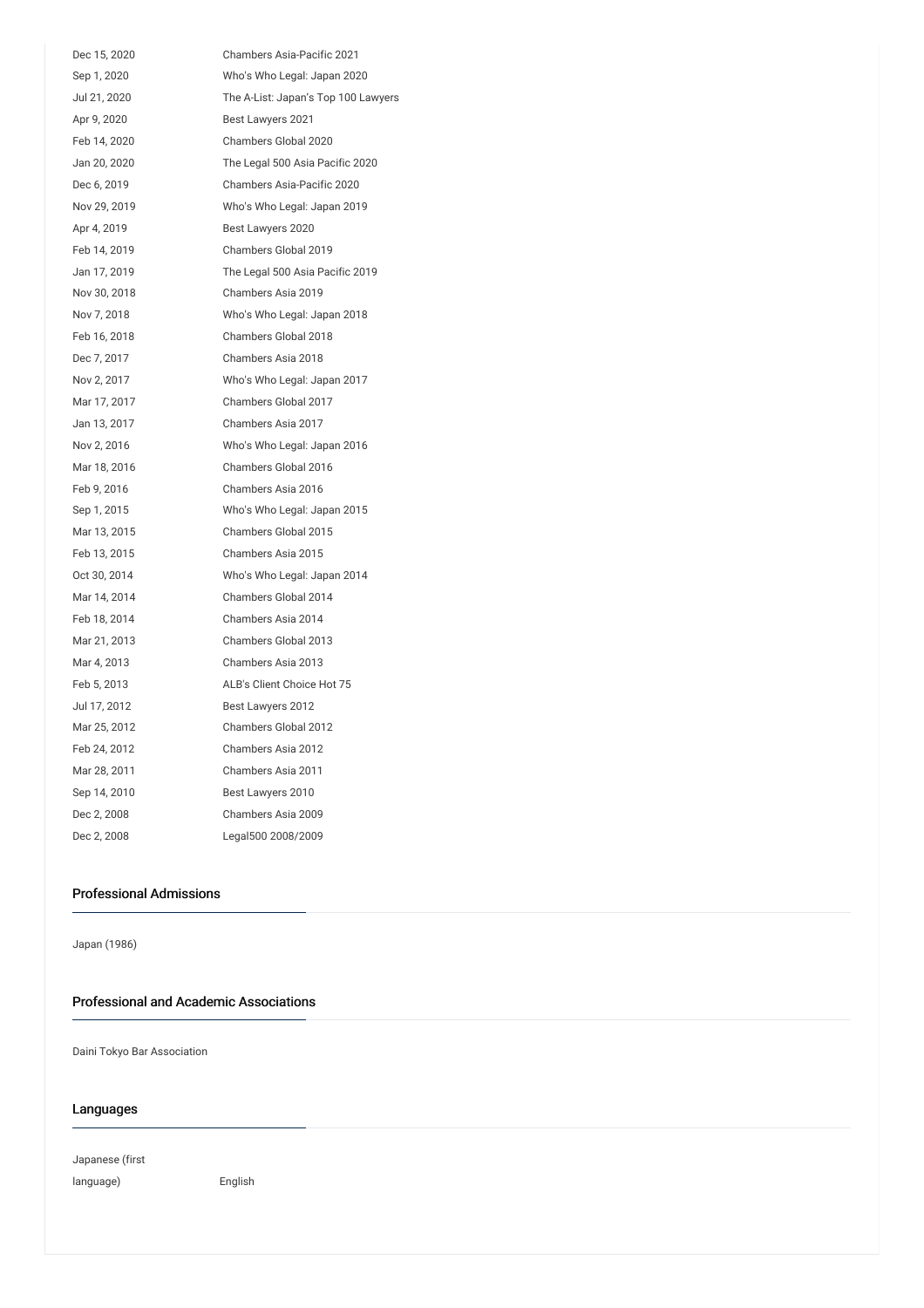| | |
|---|---|
| Dec 15, 2020 | Chambers Asia-Pacific 2021 |
| Sep 1, 2020 | Who's Who Legal: Japan 2020 |
| Jul 21, 2020 | The A-List: Japan's Top 100 Lawyers |
| Apr 9, 2020 | Best Lawyers 2021 |
| Feb 14, 2020 | Chambers Global 2020 |
| Jan 20, 2020 | The Legal 500 Asia Pacific 2020 |
| Dec 6, 2019 | Chambers Asia-Pacific 2020 |
| Nov 29, 2019 | Who's Who Legal: Japan 2019 |
| Apr 4, 2019 | Best Lawyers 2020 |
| Feb 14, 2019 | Chambers Global 2019 |
| Jan 17, 2019 | The Legal 500 Asia Pacific 2019 |
| Nov 30, 2018 | Chambers Asia 2019 |
| Nov 7, 2018 | Who's Who Legal: Japan 2018 |
| Feb 16, 2018 | Chambers Global 2018 |
| Dec 7, 2017 | Chambers Asia 2018 |
| Nov 2, 2017 | Who's Who Legal: Japan 2017 |
| Mar 17, 2017 | Chambers Global 2017 |
| Jan 13, 2017 | Chambers Asia 2017 |
| Nov 2, 2016 | Who's Who Legal: Japan 2016 |
| Mar 18, 2016 | Chambers Global 2016 |
| Feb 9, 2016 | Chambers Asia 2016 |
| Sep 1, 2015 | Who's Who Legal: Japan 2015 |
| Mar 13, 2015 | Chambers Global 2015 |
| Feb 13, 2015 | Chambers Asia 2015 |
| Oct 30, 2014 | Who's Who Legal: Japan 2014 |
| Mar 14, 2014 | Chambers Global 2014 |
| Feb 18, 2014 | Chambers Asia 2014 |
| Mar 21, 2013 | Chambers Global 2013 |
| Mar 4, 2013 | Chambers Asia 2013 |
| Feb 5, 2013 | ALB's Client Choice Hot 75 |
| Jul 17, 2012 | Best Lawyers 2012 |
| Mar 25, 2012 | Chambers Global 2012 |
| Feb 24, 2012 | Chambers Asia 2012 |
| Mar 28, 2011 | Chambers Asia 2011 |
| Sep 14, 2010 | Best Lawyers 2010 |
| Dec 2, 2008 | Chambers Asia 2009 |
| Dec 2, 2008 | Legal500 2008/2009 |

## Professional Admissions

Japan (1986)

## Professional and Academic Associations

Daini Tokyo Bar Association

## Languages

Japanese (first language)

English